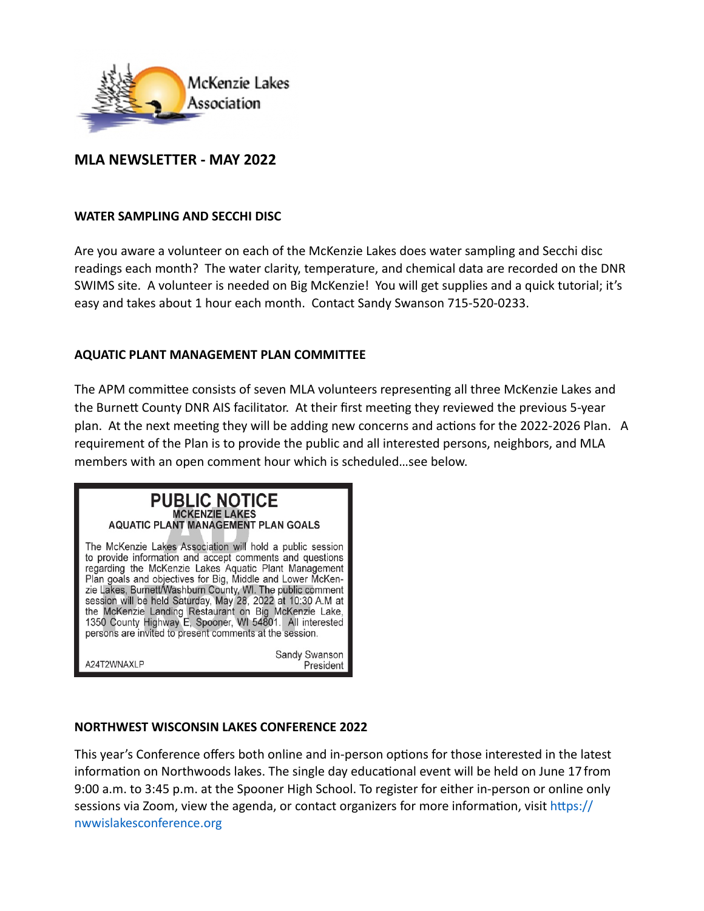McKenzie Lakes Association

# MLA NEWSLETTER - MAY 2022

## WATER SAMPLING AND SECCHI DISC

Are you aware a volunteer on each of the McKenzie Lakes does water sampling and Secchi disc readings each month? The water clarity, temperature, and chemical data are recorded on the DNR SWIMS site. A volunteer is needed on Big McKenzie! You will get supplies and a quick tutorial; it's easy and takes about 1 hour each month. Contact Sandy Swanson 715-520-0233.

## AQUATIC PLANT MANAGEMENT PLAN COMMITTEE

The APM committee consists of seven MLA volunteers representing all three McKenzie Lakes and the Burnett County DNR AIS facilitator. At their first meeting they reviewed the previous 5-year plan. At the next meeting they will be adding new concerns and actions for the 2022-2026 Plan. A requirement of the Plan is to provide the public and all interested persons, neighbors, and MLA members with an open comment hour which is scheduled…see below.

> **PUBLIC NOTICE**
> **MCKENZIE LAKES**
> **AQUATIC PLANT MANAGEMENT PLAN GOALS**
>
> The McKenzie Lakes Association will hold a public session to provide information and accept comments and questions regarding the McKenzie Lakes Aquatic Plant Management Plan goals and objectives for Big, Middle and Lower McKenzie Lakes, Burnett/Washburn County, WI. The public comment session will be held Saturday, May 28, 2022 at 10:30 A.M at the McKenzie Landing Restaurant on Big McKenzie Lake, 1350 County Highway E, Spooner, WI 54801. All interested persons are invited to present comments at the session.
>
> A24T2WNAXLP
>
> Sandy Swanson
> President

## NORTHWEST WISCONSIN LAKES CONFERENCE 2022

This year's Conference offers both online and in-person options for those interested in the latest information on Northwoods lakes. The single day educational event will be held on June 17 from 9:00 a.m. to 3:45 p.m. at the Spooner High School. To register for either in-person or online only sessions via Zoom, view the agenda, or contact organizers for more information, visit https://nwwislakesconference.org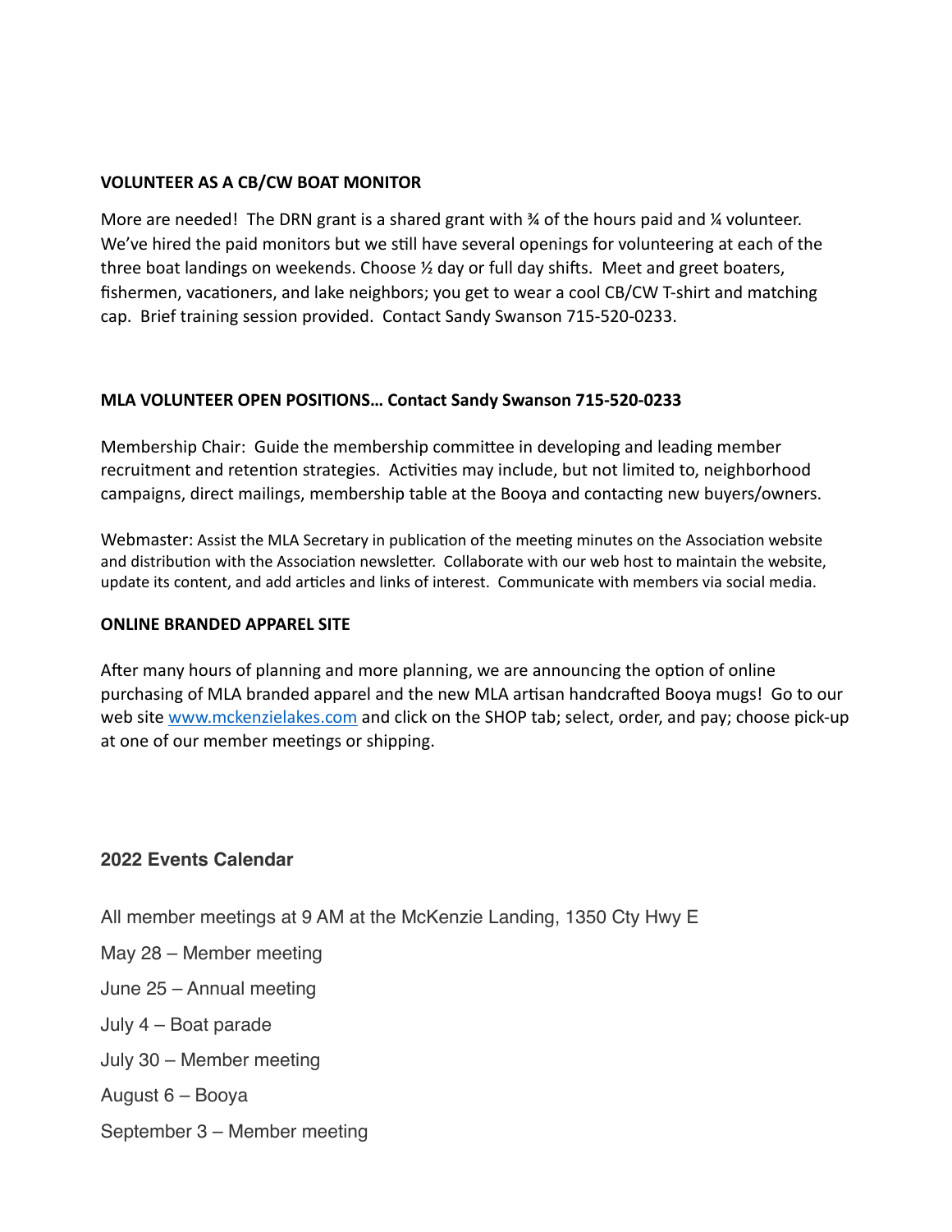**VOLUNTEER AS A CB/CW BOAT MONITOR**

More are needed! The DRN grant is a shared grant with ¾ of the hours paid and ¼ volunteer. We've hired the paid monitors but we still have several openings for volunteering at each of the three boat landings on weekends. Choose ½ day or full day shifts. Meet and greet boaters, fishermen, vacationers, and lake neighbors; you get to wear a cool CB/CW T-shirt and matching cap. Brief training session provided. Contact Sandy Swanson 715-520-0233.

**MLA VOLUNTEER OPEN POSITIONS… Contact Sandy Swanson 715-520-0233**

Membership Chair: Guide the membership committee in developing and leading member recruitment and retention strategies. Activities may include, but not limited to, neighborhood campaigns, direct mailings, membership table at the Booya and contacting new buyers/owners.

Webmaster: Assist the MLA Secretary in publication of the meeting minutes on the Association website and distribution with the Association newsletter. Collaborate with our web host to maintain the website, update its content, and add articles and links of interest. Communicate with members via social media.

**ONLINE BRANDED APPAREL SITE**

After many hours of planning and more planning, we are announcing the option of online purchasing of MLA branded apparel and the new MLA artisan handcrafted Booya mugs! Go to our web site [www.mckenzielakes.com](http://www.mckenzielakes.com) and click on the SHOP tab; select, order, and pay; choose pick-up at one of our member meetings or shipping.

### 2022 Events Calendar

All member meetings at 9 AM at the McKenzie Landing, 1350 Cty Hwy E

May 28 – Member meeting

June 25 – Annual meeting

July 4 – Boat parade

July 30 – Member meeting

August 6 – Booya

September 3 – Member meeting